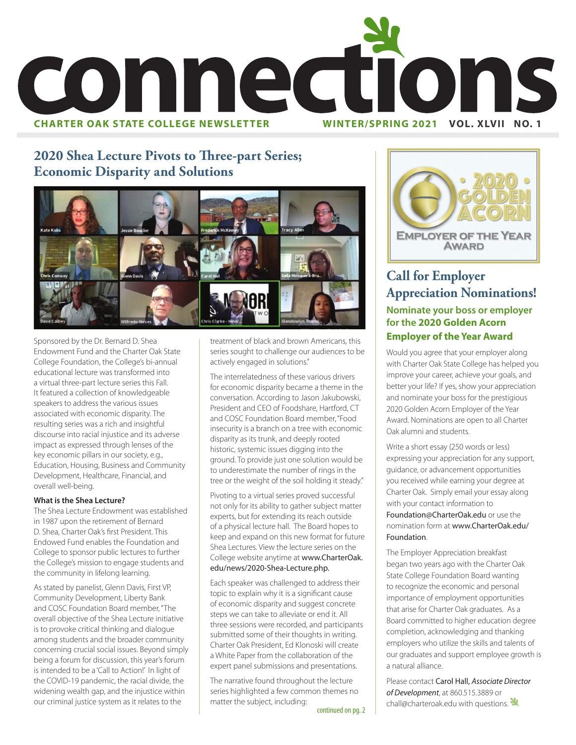# connections

**CHARTER OAK STATE COLLEGE NEWSLETTER** **WINTER/SPRING 2021** **VOL. XLVII NO. 1**

## 2020 Shea Lecture Pivots to Three-part Series; Economic Disparity and Solutions

Sponsored by the Dr. Bernard D. Shea Endowment Fund and the Charter Oak State College Foundation, the College's bi-annual educational lecture was transformed into a virtual three-part lecture series this Fall. It featured a collection of knowledgeable speakers to address the various issues associated with economic disparity. The resulting series was a rich and insightful discourse into racial injustice and its adverse impact as expressed through lenses of the key economic pillars in our society, e.g., Education, Housing, Business and Community Development, Healthcare, Financial, and overall well-being.

**What is the Shea Lecture?**

The Shea Lecture Endowment was established in 1987 upon the retirement of Bernard D. Shea, Charter Oak's first President. This Endowed Fund enables the Foundation and College to sponsor public lectures to further the College's mission to engage students and the community in lifelong learning.

As stated by panelist, Glenn Davis, First VP, Community Development, Liberty Bank and COSC Foundation Board member, "The overall objective of the Shea Lecture initiative is to provoke critical thinking and dialogue among students and the broader community concerning crucial social issues. Beyond simply being a forum for discussion, this year's forum is intended to be a 'Call to Action!' In light of the COVID-19 pandemic, the racial divide, the widening wealth gap, and the injustice within our criminal justice system as it relates to the treatment of black and brown Americans, this series sought to challenge our audiences to be actively engaged in solutions."

The interrelatedness of these various drivers for economic disparity became a theme in the conversation. According to Jason Jakubowski, President and CEO of Foodshare, Hartford, CT and COSC Foundation Board member, "Food insecurity is a branch on a tree with economic disparity as its trunk, and deeply rooted historic, systemic issues digging into the ground. To provide just one solution would be to underestimate the number of rings in the tree or the weight of the soil holding it steady."

Pivoting to a virtual series proved successful not only for its ability to gather subject matter experts, but for extending its reach outside of a physical lecture hall. The Board hopes to keep and expand on this new format for future Shea Lectures. View the lecture series on the College website anytime at www.CharterOak.edu/news/2020-Shea-Lecture.php.

Each speaker was challenged to address their topic to explain why it is a significant cause of economic disparity and suggest concrete steps we can take to alleviate or end it. All three sessions were recorded, and participants submitted some of their thoughts in writing. Charter Oak President, Ed Klonoski will create a White Paper from the collaboration of the expert panel submissions and presentations.

The narrative found throughout the lecture series highlighted a few common themes no matter the subject, including:

continued on pg. 2

• 2020 • GOLDEN ACORN EMPLOYER OF THE YEAR AWARD

## Call for Employer Appreciation Nominations!

### Nominate your boss or employer for the **2020 Golden Acorn** Employer of the Year Award

Would you agree that your employer along with Charter Oak State College has helped you improve your career, achieve your goals, and better your life? If yes, show your appreciation and nominate your boss for the prestigious 2020 Golden Acorn Employer of the Year Award. Nominations are open to all Charter Oak alumni and students.

Write a short essay (250 words or less) expressing your appreciation for any support, guidance, or advancement opportunities you received while earning your degree at Charter Oak. Simply email your essay along with your contact information to Foundation@CharterOak.edu or use the nomination form at www.CharterOak.edu/Foundation.

The Employer Appreciation breakfast began two years ago with the Charter Oak State College Foundation Board wanting to recognize the economic and personal importance of employment opportunities that arise for Charter Oak graduates. As a Board committed to higher education degree completion, acknowledging and thanking employers who utilize the skills and talents of our graduates and support employee growth is a natural alliance.

Please contact Carol Hall, *Associate Director of Development*, at 860.515.3889 or chall@charteroak.edu with questions.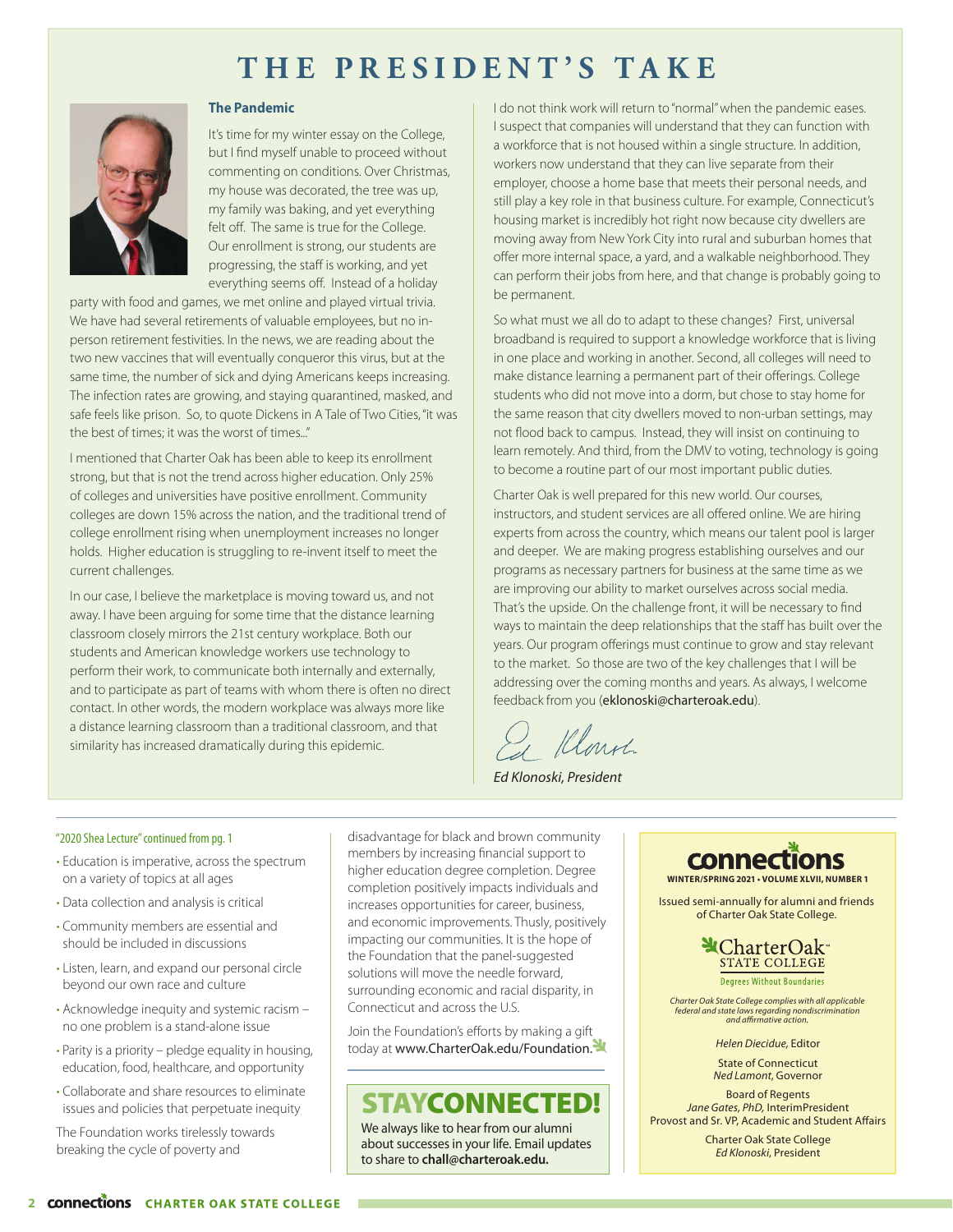# THE PRESIDENT'S TAKE

### The Pandemic

It's time for my winter essay on the College, but I find myself unable to proceed without commenting on conditions. Over Christmas, my house was decorated, the tree was up, my family was baking, and yet everything felt off. The same is true for the College. Our enrollment is strong, our students are progressing, the staff is working, and yet everything seems off. Instead of a holiday party with food and games, we met online and played virtual trivia. We have had several retirements of valuable employees, but no in-person retirement festivities. In the news, we are reading about the two new vaccines that will eventually conqueror this virus, but at the same time, the number of sick and dying Americans keeps increasing. The infection rates are growing, and staying quarantined, masked, and safe feels like prison. So, to quote Dickens in A Tale of Two Cities, "it was the best of times; it was the worst of times..."

I mentioned that Charter Oak has been able to keep its enrollment strong, but that is not the trend across higher education. Only 25% of colleges and universities have positive enrollment. Community colleges are down 15% across the nation, and the traditional trend of college enrollment rising when unemployment increases no longer holds. Higher education is struggling to re-invent itself to meet the current challenges.

In our case, I believe the marketplace is moving toward us, and not away. I have been arguing for some time that the distance learning classroom closely mirrors the 21st century workplace. Both our students and American knowledge workers use technology to perform their work, to communicate both internally and externally, and to participate as part of teams with whom there is often no direct contact. In other words, the modern workplace was always more like a distance learning classroom than a traditional classroom, and that similarity has increased dramatically during this epidemic.

I do not think work will return to "normal" when the pandemic eases. I suspect that companies will understand that they can function with a workforce that is not housed within a single structure. In addition, workers now understand that they can live separate from their employer, choose a home base that meets their personal needs, and still play a key role in that business culture. For example, Connecticut's housing market is incredibly hot right now because city dwellers are moving away from New York City into rural and suburban homes that offer more internal space, a yard, and a walkable neighborhood. They can perform their jobs from here, and that change is probably going to be permanent.

So what must we all do to adapt to these changes? First, universal broadband is required to support a knowledge workforce that is living in one place and working in another. Second, all colleges will need to make distance learning a permanent part of their offerings. College students who did not move into a dorm, but chose to stay home for the same reason that city dwellers moved to non-urban settings, may not flood back to campus. Instead, they will insist on continuing to learn remotely. And third, from the DMV to voting, technology is going to become a routine part of our most important public duties.

Charter Oak is well prepared for this new world. Our courses, instructors, and student services are all offered online. We are hiring experts from across the country, which means our talent pool is larger and deeper. We are making progress establishing ourselves and our programs as necessary partners for business at the same time as we are improving our ability to market ourselves across social media. That's the upside. On the challenge front, it will be necessary to find ways to maintain the deep relationships that the staff has built over the years. Our program offerings must continue to grow and stay relevant to the market. So those are two of the key challenges that I will be addressing over the coming months and years. As always, I welcome feedback from you (eklonoski@charteroak.edu).

*Ed Klonoski, President*

---

"2020 Shea Lecture" continued from pg. 1

- Education is imperative, across the spectrum on a variety of topics at all ages
- Data collection and analysis is critical
- Community members are essential and should be included in discussions
- Listen, learn, and expand our personal circle beyond our own race and culture
- Acknowledge inequity and systemic racism – no one problem is a stand-alone issue
- Parity is a priority – pledge equality in housing, education, food, healthcare, and opportunity
- Collaborate and share resources to eliminate issues and policies that perpetuate inequity

The Foundation works tirelessly towards breaking the cycle of poverty and disadvantage for black and brown community members by increasing financial support to higher education degree completion. Degree completion positively impacts individuals and increases opportunities for career, business, and economic improvements. Thusly, positively impacting our communities. It is the hope of the Foundation that the panel-suggested solutions will move the needle forward, surrounding economic and racial disparity, in Connecticut and across the U.S.

Join the Foundation's efforts by making a gift today at www.CharterOak.edu/Foundation.

## STAYCONNECTED!

We always like to hear from our alumni about successes in your life. Email updates to share to **chall@charteroak.edu.**

---

**connections**
**WINTER/SPRING 2021 • VOLUME XLVII, NUMBER 1**

Issued semi-annually for alumni and friends of Charter Oak State College.

CharterOak STATE COLLEGE
Degrees Without Boundaries

*Charter Oak State College complies with all applicable federal and state laws regarding nondiscrimination and affirmative action.*

*Helen Diecidue*, Editor

State of Connecticut
*Ned Lamont*, Governor

Board of Regents
*Jane Gates, PhD,* InterimPresident
Provost and Sr. VP, Academic and Student Affairs

Charter Oak State College
*Ed Klonoski*, President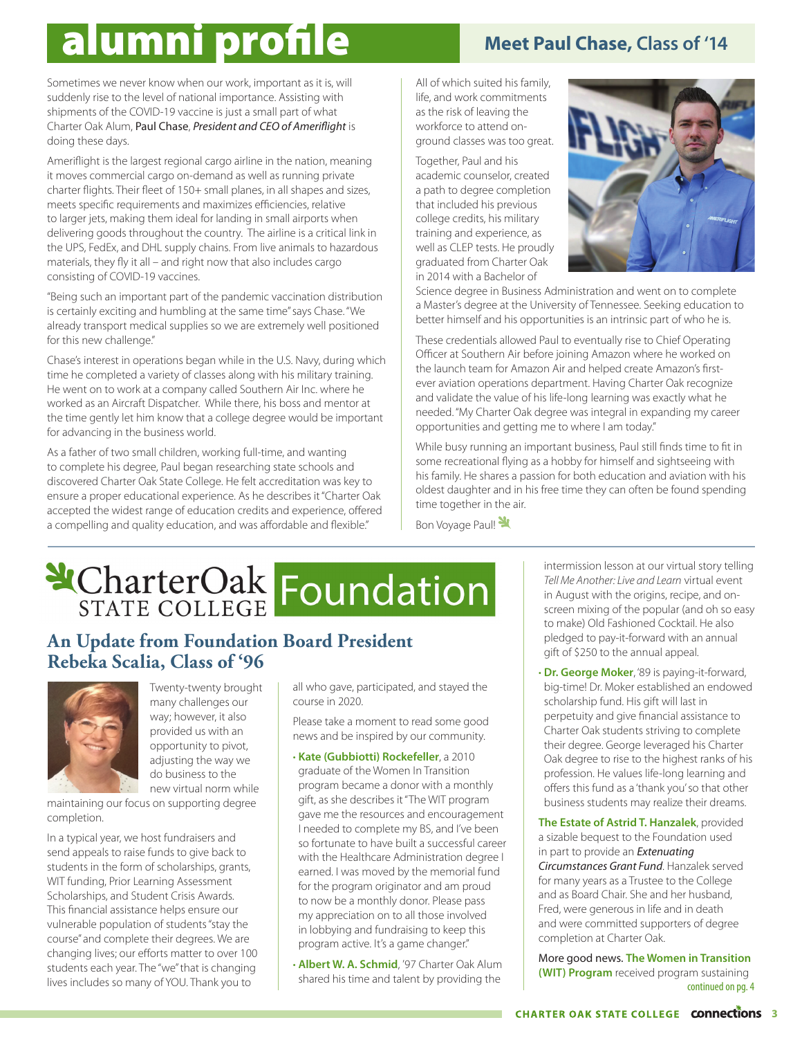# alumni profile

## Meet Paul Chase, Class of '14

Sometimes we never know when our work, important as it is, will suddenly rise to the level of national importance. Assisting with shipments of the COVID-19 vaccine is just a small part of what Charter Oak Alum, Paul Chase, *President and CEO of Ameriflight* is doing these days.

Ameriflight is the largest regional cargo airline in the nation, meaning it moves commercial cargo on-demand as well as running private charter flights. Their fleet of 150+ small planes, in all shapes and sizes, meets specific requirements and maximizes efficiencies, relative to larger jets, making them ideal for landing in small airports when delivering goods throughout the country. The airline is a critical link in the UPS, FedEx, and DHL supply chains. From live animals to hazardous materials, they fly it all – and right now that also includes cargo consisting of COVID-19 vaccines.

"Being such an important part of the pandemic vaccination distribution is certainly exciting and humbling at the same time" says Chase. "We already transport medical supplies so we are extremely well positioned for this new challenge."

Chase's interest in operations began while in the U.S. Navy, during which time he completed a variety of classes along with his military training. He went on to work at a company called Southern Air Inc. where he worked as an Aircraft Dispatcher. While there, his boss and mentor at the time gently let him know that a college degree would be important for advancing in the business world.

As a father of two small children, working full-time, and wanting to complete his degree, Paul began researching state schools and discovered Charter Oak State College. He felt accreditation was key to ensure a proper educational experience. As he describes it "Charter Oak accepted the widest range of education credits and experience, offered a compelling and quality education, and was affordable and flexible."

All of which suited his family, life, and work commitments as the risk of leaving the workforce to attend on-ground classes was too great.

Together, Paul and his academic counselor, created a path to degree completion that included his previous college credits, his military training and experience, as well as CLEP tests. He proudly graduated from Charter Oak in 2014 with a Bachelor of Science degree in Business Administration and went on to complete a Master's degree at the University of Tennessee. Seeking education to better himself and his opportunities is an intrinsic part of who he is.

These credentials allowed Paul to eventually rise to Chief Operating Officer at Southern Air before joining Amazon where he worked on the launch team for Amazon Air and helped create Amazon's first-ever aviation operations department. Having Charter Oak recognize and validate the value of his life-long learning was exactly what he needed. "My Charter Oak degree was integral in expanding my career opportunities and getting me to where I am today."

While busy running an important business, Paul still finds time to fit in some recreational flying as a hobby for himself and sightseeing with his family. He shares a passion for both education and aviation with his oldest daughter and in his free time they can often be found spending time together in the air.

Bon Voyage Paul!

# Charter Oak State College Foundation

## An Update from Foundation Board President Rebeka Scalia, Class of '96

Twenty-twenty brought many challenges our way; however, it also provided us with an opportunity to pivot, adjusting the way we do business to the new virtual norm while maintaining our focus on supporting degree completion.

In a typical year, we host fundraisers and send appeals to raise funds to give back to students in the form of scholarships, grants, WIT funding, Prior Learning Assessment Scholarships, and Student Crisis Awards. This financial assistance helps ensure our vulnerable population of students "stay the course" and complete their degrees. We are changing lives; our efforts matter to over 100 students each year. The "we" that is changing lives includes so many of YOU. Thank you to all who gave, participated, and stayed the course in 2020.

Please take a moment to read some good news and be inspired by our community.

- **Kate (Gubbiotti) Rockefeller**, a 2010 graduate of the Women In Transition program became a donor with a monthly gift, as she describes it "The WIT program gave me the resources and encouragement I needed to complete my BS, and I've been so fortunate to have built a successful career with the Healthcare Administration degree I earned. I was moved by the memorial fund for the program originator and am proud to now be a monthly donor. Please pass my appreciation on to all those involved in lobbying and fundraising to keep this program active. It's a game changer."
- **Albert W. A. Schmid**, '97 Charter Oak Alum shared his time and talent by providing the intermission lesson at our virtual story telling *Tell Me Another: Live and Learn* virtual event in August with the origins, recipe, and on-screen mixing of the popular (and oh so easy to make) Old Fashioned Cocktail. He also pledged to pay-it-forward with an annual gift of $250 to the annual appeal.
- **Dr. George Moker**, '89 is paying-it-forward, big-time! Dr. Moker established an endowed scholarship fund. His gift will last in perpetuity and give financial assistance to Charter Oak students striving to complete their degree. George leveraged his Charter Oak degree to rise to the highest ranks of his profession. He values life-long learning and offers this fund as a 'thank you' so that other business students may realize their dreams.

**The Estate of Astrid T. Hanzalek**, provided a sizable bequest to the Foundation used in part to provide an ***Extenuating Circumstances Grant Fund***. Hanzalek served for many years as a Trustee to the College and as Board Chair. She and her husband, Fred, were generous in life and in death and were committed supporters of degree completion at Charter Oak.

More good news. **The Women in Transition (WIT) Program** received program sustaining

continued on pg. 4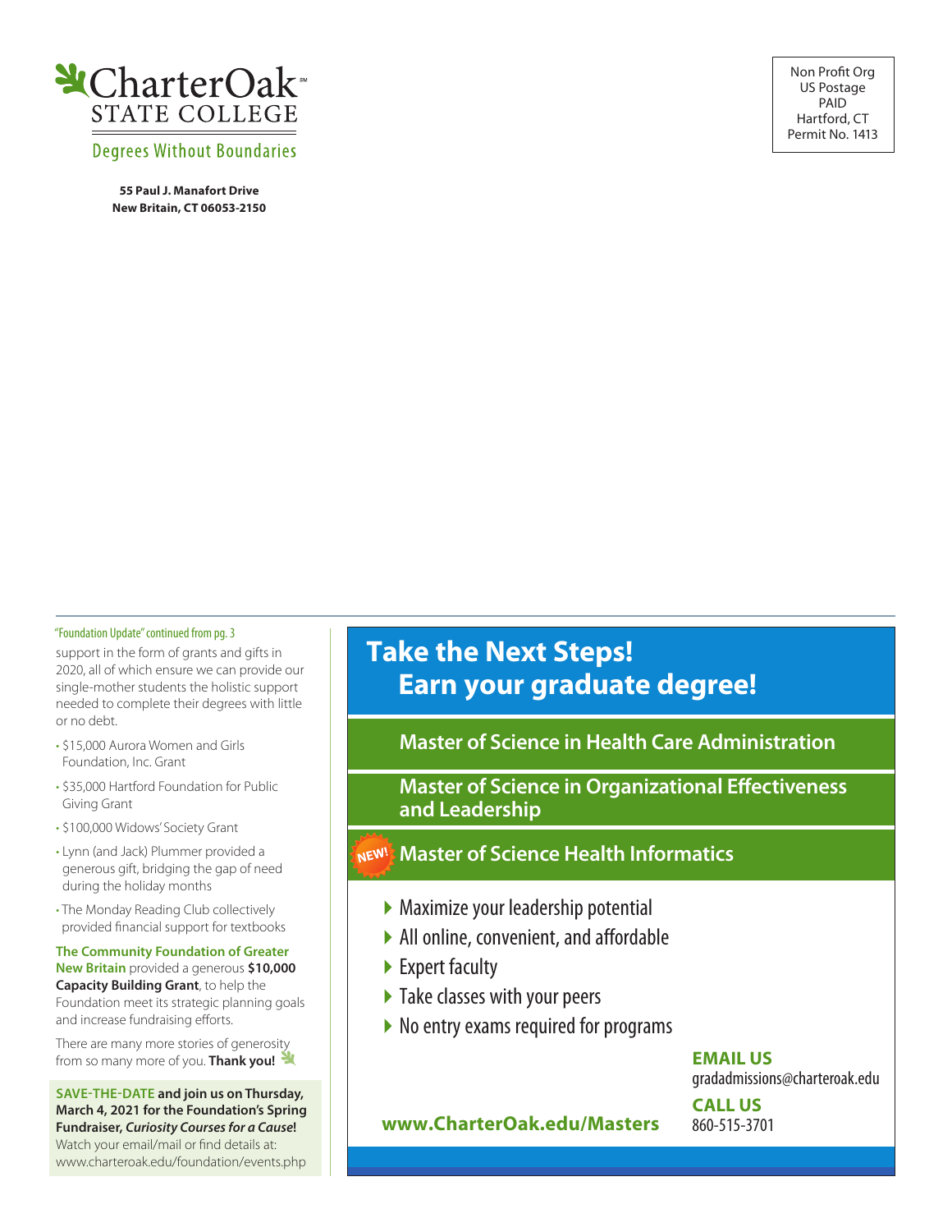CharterOak STATE COLLEGE

Degrees Without Boundaries

**55 Paul J. Manafort Drive**
**New Britain, CT 06053-2150**

Non Profit Org
US Postage
PAID
Hartford, CT
Permit No. 1413

"Foundation Update" continued from pg. 3

support in the form of grants and gifts in 2020, all of which ensure we can provide our single-mother students the holistic support needed to complete their degrees with little or no debt.

- $15,000 Aurora Women and Girls Foundation, Inc. Grant
- $35,000 Hartford Foundation for Public Giving Grant
- $100,000 Widows' Society Grant
- Lynn (and Jack) Plummer provided a generous gift, bridging the gap of need during the holiday months
- The Monday Reading Club collectively provided financial support for textbooks

**The Community Foundation of Greater New Britain** provided a generous **$10,000 Capacity Building Grant**, to help the Foundation meet its strategic planning goals and increase fundraising efforts.

There are many more stories of generosity from so many more of you. **Thank you!**

**SAVE-THE-DATE and join us on Thursday, March 4, 2021 for the Foundation's Spring Fundraiser, *Curiosity Courses for a Cause*!** Watch your email/mail or find details at: www.charteroak.edu/foundation/events.php

# Take the Next Steps!
# Earn your graduate degree!

**Master of Science in Health Care Administration**

**Master of Science in Organizational Effectiveness and Leadership**

NEW! **Master of Science Health Informatics**

- Maximize your leadership potential
- All online, convenient, and affordable
- Expert faculty
- Take classes with your peers
- No entry exams required for programs

**EMAIL US**
gradadmissions@charteroak.edu

**CALL US**
860-515-3701

**www.CharterOak.edu/Masters**